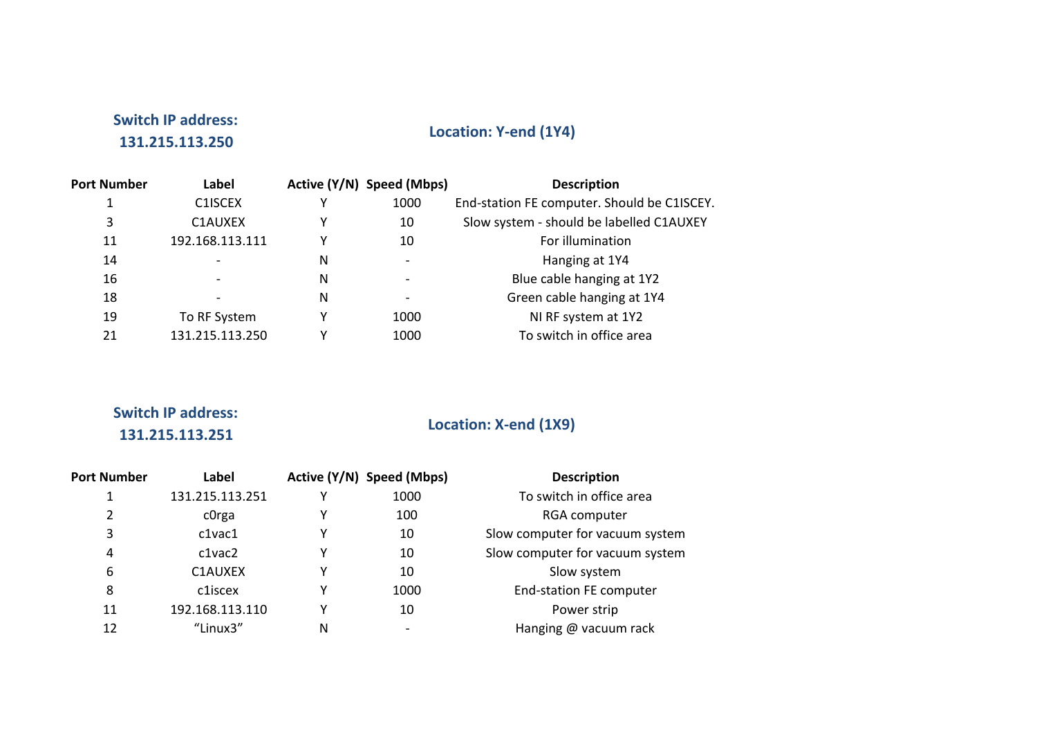**Switch IP address: 131.215.113.250**

**Location: Y-end (1Y4)**

| Port Number | Label | Active (Y/N) | Speed (Mbps) | Description |
|---|---|---|---|---|
| 1 | C1ISCEX | Y | 1000 | End-station FE computer. Should be C1ISCEY. |
| 3 | C1AUXEX | Y | 10 | Slow system - should be labelled C1AUXEY |
| 11 | 192.168.113.111 | Y | 10 | For illumination |
| 14 | - | N | - | Hanging at 1Y4 |
| 16 | - | N | - | Blue cable hanging at 1Y2 |
| 18 | - | N | - | Green cable hanging at 1Y4 |
| 19 | To RF System | Y | 1000 | NI RF system at 1Y2 |
| 21 | 131.215.113.250 | Y | 1000 | To switch in office area |

**Switch IP address: 131.215.113.251**

**Location: X-end (1X9)**

| Port Number | Label | Active (Y/N) | Speed (Mbps) | Description |
|---|---|---|---|---|
| 1 | 131.215.113.251 | Y | 1000 | To switch in office area |
| 2 | c0rga | Y | 100 | RGA computer |
| 3 | c1vac1 | Y | 10 | Slow computer for vacuum system |
| 4 | c1vac2 | Y | 10 | Slow computer for vacuum system |
| 6 | C1AUXEX | Y | 10 | Slow system |
| 8 | c1iscex | Y | 1000 | End-station FE computer |
| 11 | 192.168.113.110 | Y | 10 | Power strip |
| 12 | "Linux3" | N | - | Hanging @ vacuum rack |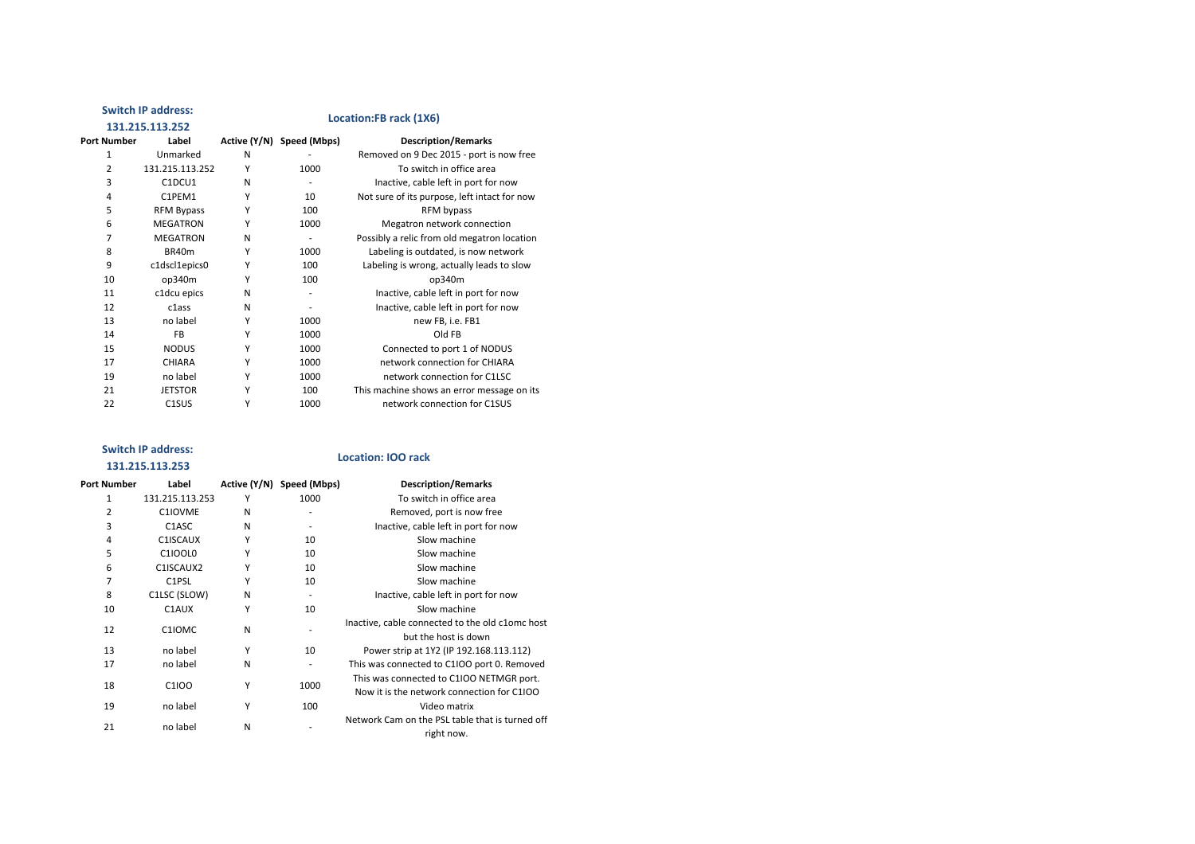**Switch IP address: 131.215.113.252**

**Location:FB rack (1X6)**

| Port Number | Label | Active (Y/N) | Speed (Mbps) | Description/Remarks |
|---|---|---|---|---|
| 1 | Unmarked | N | - | Removed on 9 Dec 2015 - port is now free |
| 2 | 131.215.113.252 | Y | 1000 | To switch in office area |
| 3 | C1DCU1 | N | - | Inactive, cable left in port for now |
| 4 | C1PEM1 | Y | 10 | Not sure of its purpose, left intact for now |
| 5 | RFM Bypass | Y | 100 | RFM bypass |
| 6 | MEGATRON | Y | 1000 | Megatron network connection |
| 7 | MEGATRON | N | - | Possibly a relic from old megatron location |
| 8 | BR40m | Y | 1000 | Labeling is outdated, is now network |
| 9 | c1dscl1epics0 | Y | 100 | Labeling is wrong, actually leads to slow |
| 10 | op340m | Y | 100 | op340m |
| 11 | c1dcu epics | N | - | Inactive, cable left in port for now |
| 12 | c1ass | N | - | Inactive, cable left in port for now |
| 13 | no label | Y | 1000 | new FB, i.e. FB1 |
| 14 | FB | Y | 1000 | Old FB |
| 15 | NODUS | Y | 1000 | Connected to port 1 of NODUS |
| 17 | CHIARA | Y | 1000 | network connection for CHIARA |
| 19 | no label | Y | 1000 | network connection for C1LSC |
| 21 | JETSTOR | Y | 100 | This machine shows an error message on its |
| 22 | C1SUS | Y | 1000 | network connection for C1SUS |

**Switch IP address: 131.215.113.253**

**Location: IOO rack**

| Port Number | Label | Active (Y/N) | Speed (Mbps) | Description/Remarks |
|---|---|---|---|---|
| 1 | 131.215.113.253 | Y | 1000 | To switch in office area |
| 2 | C1IOVME | N | - | Removed, port is now free |
| 3 | C1ASC | N | - | Inactive, cable left in port for now |
| 4 | C1ISCAUX | Y | 10 | Slow machine |
| 5 | C1IOOL0 | Y | 10 | Slow machine |
| 6 | C1ISCAUX2 | Y | 10 | Slow machine |
| 7 | C1PSL | Y | 10 | Slow machine |
| 8 | C1LSC (SLOW) | N | - | Inactive, cable left in port for now |
| 10 | C1AUX | Y | 10 | Slow machine |
| 12 | C1IOMC | N | - | Inactive, cable connected to the old c1omc host but the host is down |
| 13 | no label | Y | 10 | Power strip at 1Y2 (IP 192.168.113.112) |
| 17 | no label | N | - | This was connected to C1IOO port 0. Removed |
| 18 | C1IOO | Y | 1000 | This was connected to C1IOO NETMGR port. Now it is the network connection for C1IOO |
| 19 | no label | Y | 100 | Video matrix |
| 21 | no label | N | - | Network Cam on the PSL table that is turned off right now. |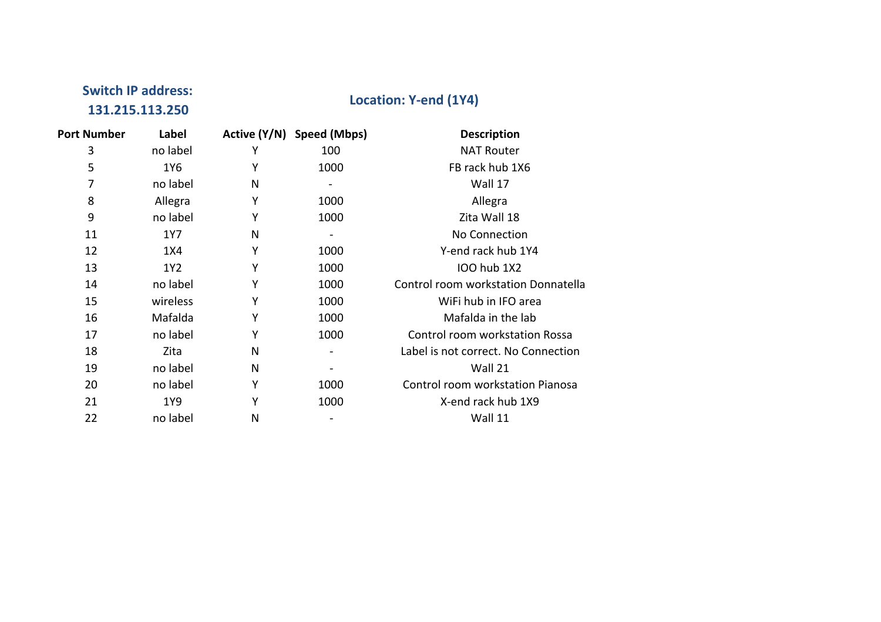**Switch IP address: 131.215.113.250**

**Location: Y-end (1Y4)**

| Port Number | Label | Active (Y/N) | Speed (Mbps) | Description |
|---|---|---|---|---|
| 3 | no label | Y | 100 | NAT Router |
| 5 | 1Y6 | Y | 1000 | FB rack hub 1X6 |
| 7 | no label | N | - | Wall 17 |
| 8 | Allegra | Y | 1000 | Allegra |
| 9 | no label | Y | 1000 | Zita Wall 18 |
| 11 | 1Y7 | N | - | No Connection |
| 12 | 1X4 | Y | 1000 | Y-end rack hub 1Y4 |
| 13 | 1Y2 | Y | 1000 | IOO hub 1X2 |
| 14 | no label | Y | 1000 | Control room workstation Donnatella |
| 15 | wireless | Y | 1000 | WiFi hub in IFO area |
| 16 | Mafalda | Y | 1000 | Mafalda in the lab |
| 17 | no label | Y | 1000 | Control room workstation Rossa |
| 18 | Zita | N | - | Label is not correct. No Connection |
| 19 | no label | N | - | Wall 21 |
| 20 | no label | Y | 1000 | Control room workstation Pianosa |
| 21 | 1Y9 | Y | 1000 | X-end rack hub 1X9 |
| 22 | no label | N | - | Wall 11 |